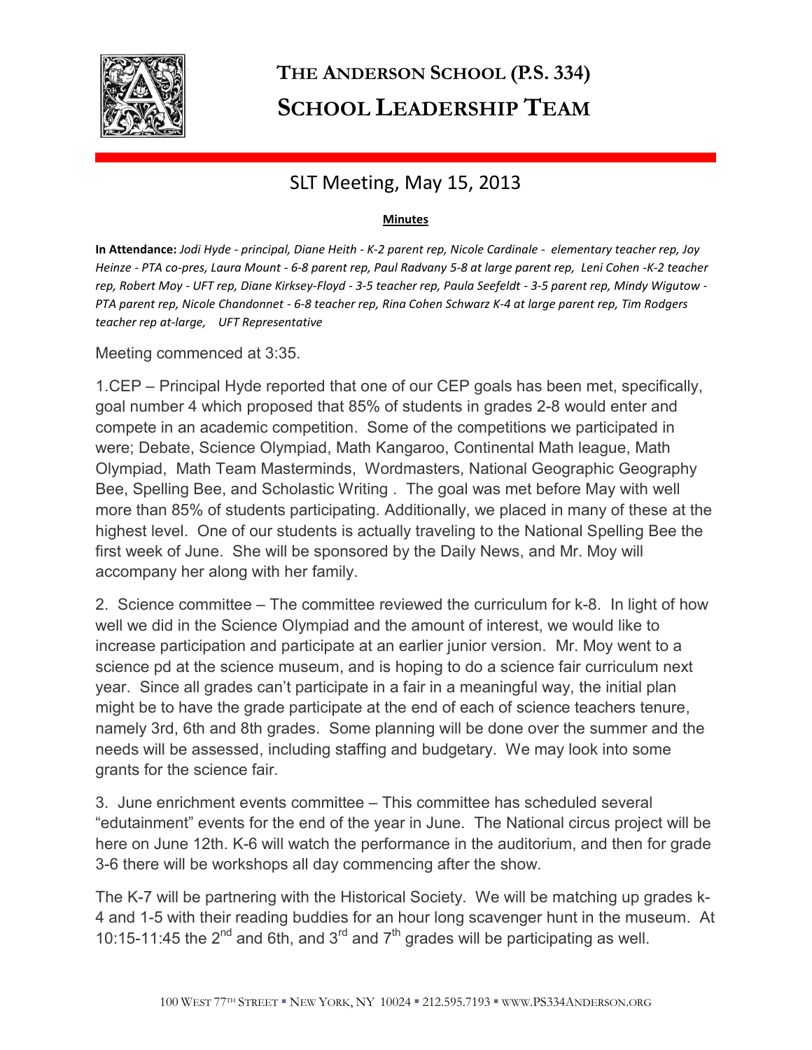# THE ANDERSON SCHOOL (P.S. 334)
# SCHOOL LEADERSHIP TEAM

## SLT Meeting, May 15, 2013

**Minutes**

**In Attendance:** *Jodi Hyde - principal, Diane Heith - K-2 parent rep, Nicole Cardinale - elementary teacher rep, Joy Heinze - PTA co-pres, Laura Mount - 6-8 parent rep, Paul Radvany 5-8 at large parent rep, Leni Cohen -K-2 teacher rep, Robert Moy - UFT rep, Diane Kirksey-Floyd - 3-5 teacher rep, Paula Seefeldt - 3-5 parent rep, Mindy Wigutow - PTA parent rep, Nicole Chandonnet - 6-8 teacher rep, Rina Cohen Schwarz K-4 at large parent rep, Tim Rodgers teacher rep at-large, UFT Representative*

Meeting commenced at 3:35.

1.CEP – Principal Hyde reported that one of our CEP goals has been met, specifically, goal number 4 which proposed that 85% of students in grades 2-8 would enter and compete in an academic competition. Some of the competitions we participated in were; Debate, Science Olympiad, Math Kangaroo, Continental Math league, Math Olympiad, Math Team Masterminds, Wordmasters, National Geographic Geography Bee, Spelling Bee, and Scholastic Writing . The goal was met before May with well more than 85% of students participating. Additionally, we placed in many of these at the highest level. One of our students is actually traveling to the National Spelling Bee the first week of June. She will be sponsored by the Daily News, and Mr. Moy will accompany her along with her family.

2. Science committee – The committee reviewed the curriculum for k-8. In light of how well we did in the Science Olympiad and the amount of interest, we would like to increase participation and participate at an earlier junior version. Mr. Moy went to a science pd at the science museum, and is hoping to do a science fair curriculum next year. Since all grades can't participate in a fair in a meaningful way, the initial plan might be to have the grade participate at the end of each of science teachers tenure, namely 3rd, 6th and 8th grades. Some planning will be done over the summer and the needs will be assessed, including staffing and budgetary. We may look into some grants for the science fair.

3. June enrichment events committee – This committee has scheduled several "edutainment" events for the end of the year in June. The National circus project will be here on June 12th. K-6 will watch the performance in the auditorium, and then for grade 3-6 there will be workshops all day commencing after the show.

The K-7 will be partnering with the Historical Society. We will be matching up grades k-4 and 1-5 with their reading buddies for an hour long scavenger hunt in the museum. At 10:15-11:45 the 2nd and 6th, and 3rd and 7th grades will be participating as well.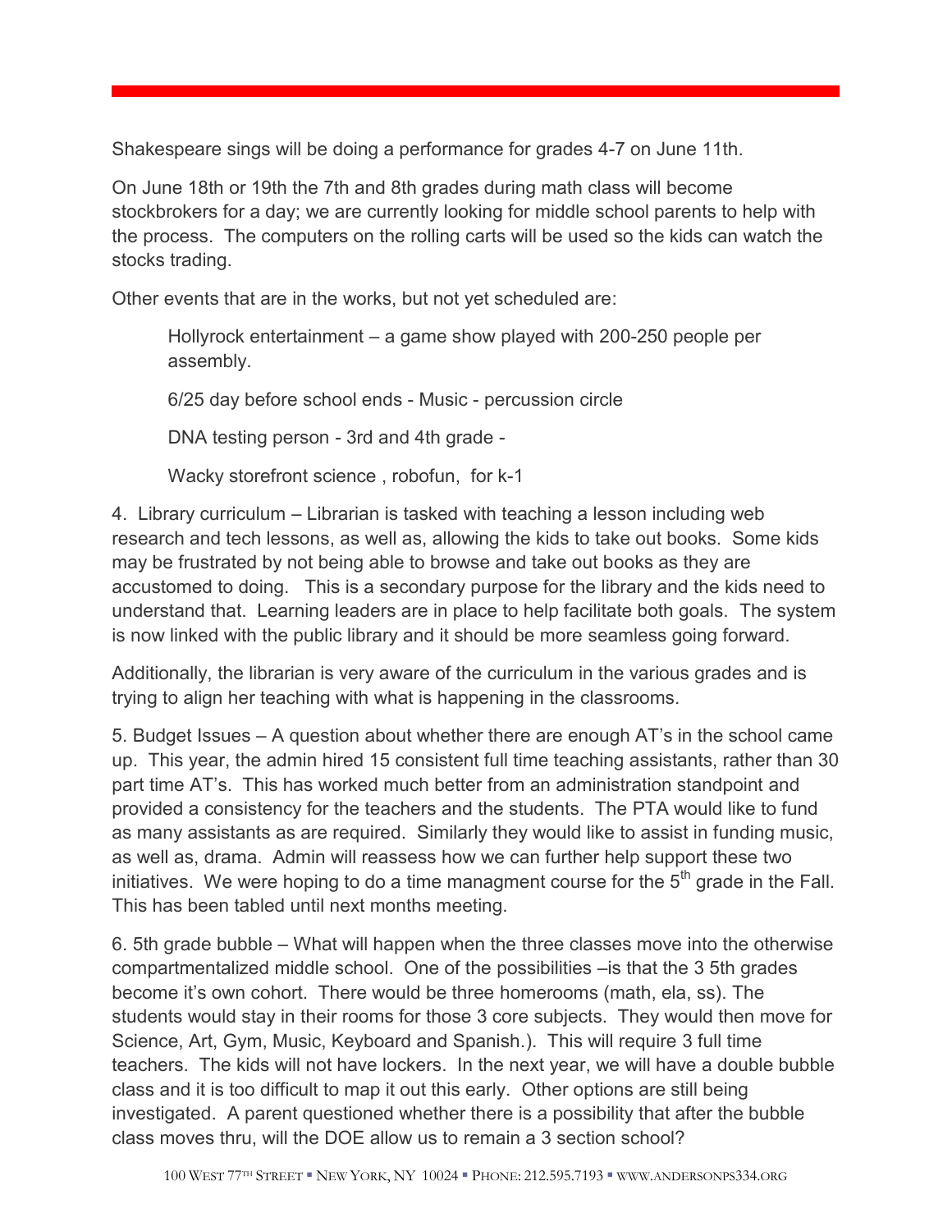Shakespeare sings will be doing a performance for grades 4-7 on June 11th.

On June 18th or 19th the 7th and 8th grades during math class will become stockbrokers for a day; we are currently looking for middle school parents to help with the process. The computers on the rolling carts will be used so the kids can watch the stocks trading.

Other events that are in the works, but not yet scheduled are:

> Hollyrock entertainment – a game show played with 200-250 people per assembly.
>
> 6/25 day before school ends - Music - percussion circle
>
> DNA testing person - 3rd and 4th grade -
>
> Wacky storefront science , robofun, for k-1

4. Library curriculum – Librarian is tasked with teaching a lesson including web research and tech lessons, as well as, allowing the kids to take out books. Some kids may be frustrated by not being able to browse and take out books as they are accustomed to doing. This is a secondary purpose for the library and the kids need to understand that. Learning leaders are in place to help facilitate both goals. The system is now linked with the public library and it should be more seamless going forward.

Additionally, the librarian is very aware of the curriculum in the various grades and is trying to align her teaching with what is happening in the classrooms.

5. Budget Issues – A question about whether there are enough AT's in the school came up. This year, the admin hired 15 consistent full time teaching assistants, rather than 30 part time AT's. This has worked much better from an administration standpoint and provided a consistency for the teachers and the students. The PTA would like to fund as many assistants as are required. Similarly they would like to assist in funding music, as well as, drama. Admin will reassess how we can further help support these two initiatives. We were hoping to do a time managment course for the 5th grade in the Fall. This has been tabled until next months meeting.

6. 5th grade bubble – What will happen when the three classes move into the otherwise compartmentalized middle school. One of the possibilities –is that the 3 5th grades become it's own cohort. There would be three homerooms (math, ela, ss). The students would stay in their rooms for those 3 core subjects. They would then move for Science, Art, Gym, Music, Keyboard and Spanish.). This will require 3 full time teachers. The kids will not have lockers. In the next year, we will have a double bubble class and it is too difficult to map it out this early. Other options are still being investigated. A parent questioned whether there is a possibility that after the bubble class moves thru, will the DOE allow us to remain a 3 section school?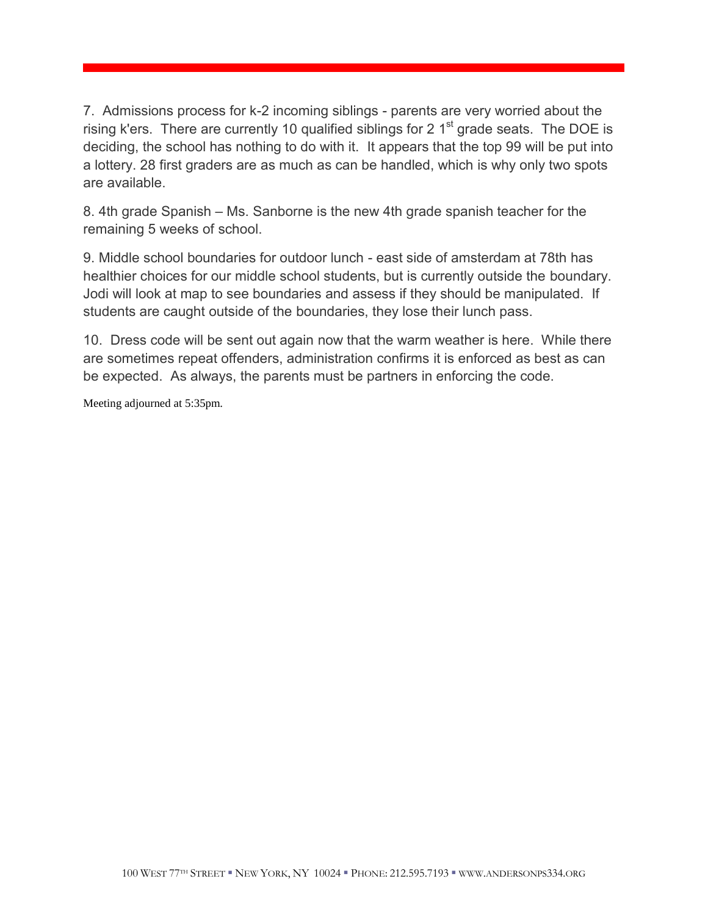7. Admissions process for k-2 incoming siblings - parents are very worried about the rising k'ers. There are currently 10 qualified siblings for 2 1st grade seats. The DOE is deciding, the school has nothing to do with it. It appears that the top 99 will be put into a lottery. 28 first graders are as much as can be handled, which is why only two spots are available.

8. 4th grade Spanish – Ms. Sanborne is the new 4th grade spanish teacher for the remaining 5 weeks of school.

9. Middle school boundaries for outdoor lunch - east side of amsterdam at 78th has healthier choices for our middle school students, but is currently outside the boundary. Jodi will look at map to see boundaries and assess if they should be manipulated. If students are caught outside of the boundaries, they lose their lunch pass.

10. Dress code will be sent out again now that the warm weather is here. While there are sometimes repeat offenders, administration confirms it is enforced as best as can be expected. As always, the parents must be partners in enforcing the code.

Meeting adjourned at 5:35pm.